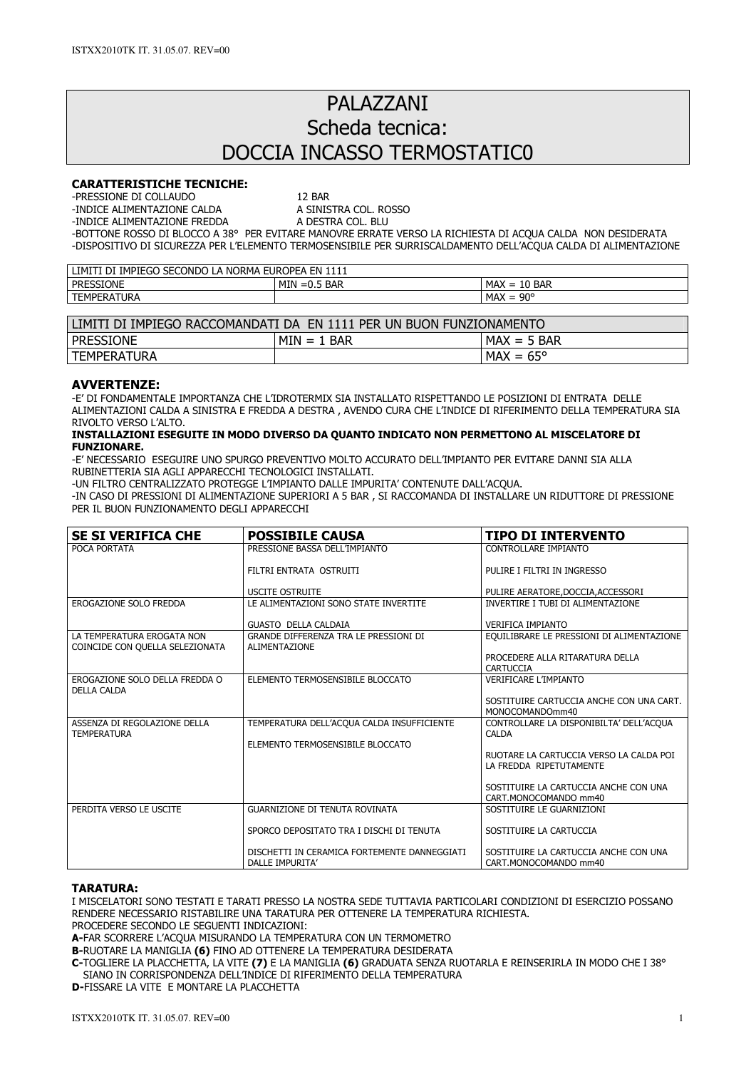# PALAZZANI
## Scheda tecnica:
## DOCCIA INCASSO TERMOSTATIC0

**CARATTERISTICHE TECNICHE:**

-PRESSIONE DI COLLAUDO 12 BAR
-INDICE ALIMENTAZIONE CALDA A SINISTRA COL. ROSSO
-INDICE ALIMENTAZIONE FREDDA A DESTRA COL. BLU
-BOTTONE ROSSO DI BLOCCO A 38° PER EVITARE MANOVRE ERRATE VERSO LA RICHIESTA DI ACQUA CALDA NON DESIDERATA
-DISPOSITIVO DI SICUREZZA PER L'ELEMENTO TERMOSENSIBILE PER SURRISCALDAMENTO DELL'ACQUA CALDA DI ALIMENTAZIONE

| LIMITI DI IMPIEGO SECONDO LA NORMA EUROPEA EN 1111 | | |
|---|---|---|
| PRESSIONE | MIN =0.5 BAR | MAX = 10 BAR |
| TEMPERATURA | | MAX = 90° |

| LIMITI DI IMPIEGO RACCOMANDATI DA EN 1111 PER UN BUON FUNZIONAMENTO | | |
|---|---|---|
| PRESSIONE | MIN = 1 BAR | MAX = 5 BAR |
| TEMPERATURA | | MAX = 65° |

**AVVERTENZE:**

-E' DI FONDAMENTALE IMPORTANZA CHE L'IDROTERMIX SIA INSTALLATO RISPETTANDO LE POSIZIONI DI ENTRATA DELLE ALIMENTAZIONI CALDA A SINISTRA E FREDDA A DESTRA , AVENDO CURA CHE L'INDICE DI RIFERIMENTO DELLA TEMPERATURA SIA RIVOLTO VERSO L'ALTO.

**INSTALLAZIONI ESEGUITE IN MODO DIVERSO DA QUANTO INDICATO NON PERMETTONO AL MISCELATORE DI FUNZIONARE.**

-E' NECESSARIO ESEGUIRE UNO SPURGO PREVENTIVO MOLTO ACCURATO DELL'IMPIANTO PER EVITARE DANNI SIA ALLA RUBINETTERIA SIA AGLI APPARECCHI TECNOLOGICI INSTALLATI.
-UN FILTRO CENTRALIZZATO PROTEGGE L'IMPIANTO DALLE IMPURITA' CONTENUTE DALL'ACQUA.
-IN CASO DI PRESSIONI DI ALIMENTAZIONE SUPERIORI A 5 BAR , SI RACCOMANDA DI INSTALLARE UN RIDUTTORE DI PRESSIONE PER IL BUON FUNZIONAMENTO DEGLI APPARECCHI

| SE SI VERIFICA CHE | POSSIBILE CAUSA | TIPO DI INTERVENTO |
|---|---|---|
| POCA PORTATA | PRESSIONE BASSA DELL'IMPIANTO<br><br>FILTRI ENTRATA OSTRUITI<br><br>USCITE OSTRUITE | CONTROLLARE IMPIANTO<br><br>PULIRE I FILTRI IN INGRESSO<br><br>PULIRE AERATORE,DOCCIA,ACCESSORI |
| EROGAZIONE SOLO FREDDA | LE ALIMENTAZIONI SONO STATE INVERTITE<br><br>GUASTO DELLA CALDAIA | INVERTIRE I TUBI DI ALIMENTAZIONE<br><br>VERIFICA IMPIANTO |
| LA TEMPERATURA EROGATA NON COINCIDE CON QUELLA SELEZIONATA | GRANDE DIFFERENZA TRA LE PRESSIONI DI ALIMENTAZIONE | EQUILIBRARE LE PRESSIONI DI ALIMENTAZIONE<br><br>PROCEDERE ALLA RITARATURA DELLA CARTUCCIA |
| EROGAZIONE SOLO DELLA FREDDA O DELLA CALDA | ELEMENTO TERMOSENSIBILE BLOCCATO | VERIFICARE L'IMPIANTO<br><br>SOSTITUIRE CARTUCCIA ANCHE CON UNA CART. MONOCOMANDOmm40 |
| ASSENZA DI REGOLAZIONE DELLA TEMPERATURA | TEMPERATURA DELL'ACQUA CALDA INSUFFICIENTE<br><br>ELEMENTO TERMOSENSIBILE BLOCCATO | CONTROLLARE LA DISPONIBILTA' DELL'ACQUA CALDA<br><br>RUOTARE LA CARTUCCIA VERSO LA CALDA POI LA FREDDA RIPETUTAMENTE<br><br>SOSTITUIRE LA CARTUCCIA ANCHE CON UNA CART.MONOCOMANDO mm40 |
| PERDITA VERSO LE USCITE | GUARNIZIONE DI TENUTA ROVINATA<br><br>SPORCO DEPOSITATO TRA I DISCHI DI TENUTA<br><br>DISCHETTI IN CERAMICA FORTEMENTE DANNEGGIATI DALLE IMPURITA' | SOSTITUIRE LE GUARNIZIONI<br><br>SOSTITUIRE LA CARTUCCIA<br><br>SOSTITUIRE LA CARTUCCIA ANCHE CON UNA CART.MONOCOMANDO mm40 |

**TARATURA:**

I MISCELATORI SONO TESTATI E TARATI PRESSO LA NOSTRA SEDE TUTTAVIA PARTICOLARI CONDIZIONI DI ESERCIZIO POSSANO RENDERE NECESSARIO RISTABILIRE UNA TARATURA PER OTTENERE LA TEMPERATURA RICHIESTA.
PROCEDERE SECONDO LE SEGUENTI INDICAZIONI:

**A-**FAR SCORRERE L'ACQUA MISURANDO LA TEMPERATURA CON UN TERMOMETRO
**B-**RUOTARE LA MANIGLIA **(6)** FINO AD OTTENERE LA TEMPERATURA DESIDERATA
**C-**TOGLIERE LA PLACCHETTA, LA VITE **(7)** E LA MANIGLIA **(6)** GRADUATA SENZA RUOTARLA E REINSERIRLA IN MODO CHE I 38° SIANO IN CORRISPONDENZA DELL'INDICE DI RIFERIMENTO DELLA TEMPERATURA
**D-**FISSARE LA VITE E MONTARE LA PLACCHETTA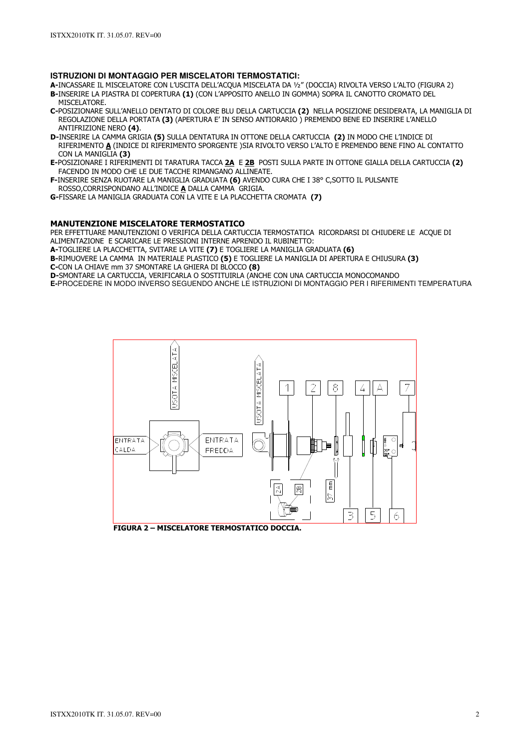### ISTRUZIONI DI MONTAGGIO PER MISCELATORI TERMOSTATICI:

**A-**INCASSARE IL MISCELATORE CON L'USCITA DELL'ACQUA MISCELATA DA ½" (DOCCIA) RIVOLTA VERSO L'ALTO (FIGURA 2)

**B-**INSERIRE LA PIASTRA DI COPERTURA **(1)** (CON L'APPOSITO ANELLO IN GOMMA) SOPRA IL CANOTTO CROMATO DEL MISCELATORE.

**C-**POSIZIONARE SULL'ANELLO DENTATO DI COLORE BLU DELLA CARTUCCIA **(2)** NELLA POSIZIONE DESIDERATA, LA MANIGLIA DI REGOLAZIONE DELLA PORTATA **(3)** (APERTURA E' IN SENSO ANTIORARIO ) PREMENDO BENE ED INSERIRE L'ANELLO ANTIFRIZIONE NERO **(4)**.

**D-**INSERIRE LA CAMMA GRIGIA **(5)** SULLA DENTATURA IN OTTONE DELLA CARTUCCIA **(2)** IN MODO CHE L'INDICE DI RIFERIMENTO **A** (INDICE DI RIFERIMENTO SPORGENTE )SIA RIVOLTO VERSO L'ALTO E PREMENDO BENE FINO AL CONTATTO CON LA MANIGLIA **(3)**

**E-**POSIZIONARE I RIFERIMENTI DI TARATURA TACCA **2A** E **2B** POSTI SULLA PARTE IN OTTONE GIALLA DELLA CARTUCCIA **(2)** FACENDO IN MODO CHE LE DUE TACCHE RIMANGANO ALLINEATE.

**F-**INSERIRE SENZA RUOTARE LA MANIGLIA GRADUATA **(6)** AVENDO CURA CHE I 38° C,SOTTO IL PULSANTE ROSSO,CORRISPONDANO ALL'INDICE **A** DALLA CAMMA GRIGIA.

**G-**FISSARE LA MANIGLIA GRADUATA CON LA VITE E LA PLACCHETTA CROMATA **(7)**

### MANUTENZIONE MISCELATORE TERMOSTATICO

PER EFFETTUARE MANUTENZIONI O VERIFICA DELLA CARTUCCIA TERMOSTATICA RICORDARSI DI CHIUDERE LE ACQUE DI ALIMENTAZIONE E SCARICARE LE PRESSIONI INTERNE APRENDO IL RUBINETTO:

**A-**TOGLIERE LA PLACCHETTA, SVITARE LA VITE **(7)** E TOGLIERE LA MANIGLIA GRADUATA **(6)**

**B-**RIMUOVERE LA CAMMA IN MATERIALE PLASTICO **(5)** E TOGLIERE LA MANIGLIA DI APERTURA E CHIUSURA **(3)**

**C-**CON LA CHIAVE mm 37 SMONTARE LA GHIERA DI BLOCCO **(8)**

**D-**SMONTARE LA CARTUCCIA, VERIFICARLA O SOSTITUIRLA (ANCHE CON UNA CARTUCCIA MONOCOMANDO

**E-**PROCEDERE IN MODO INVERSO SEGUENDO ANCHE LE ISTRUZIONI DI MONTAGGIO PER I RIFERIMENTI TEMPERATURA

USCITA MISCELATA
ENTRATA CALDA
ENTRATA FREDDA
USCITA MISCELATA
1 2 8 4 A 7
2A 2B
37 mm
3 5 6

**FIGURA 2 – MISCELATORE TERMOSTATICO DOCCIA.**